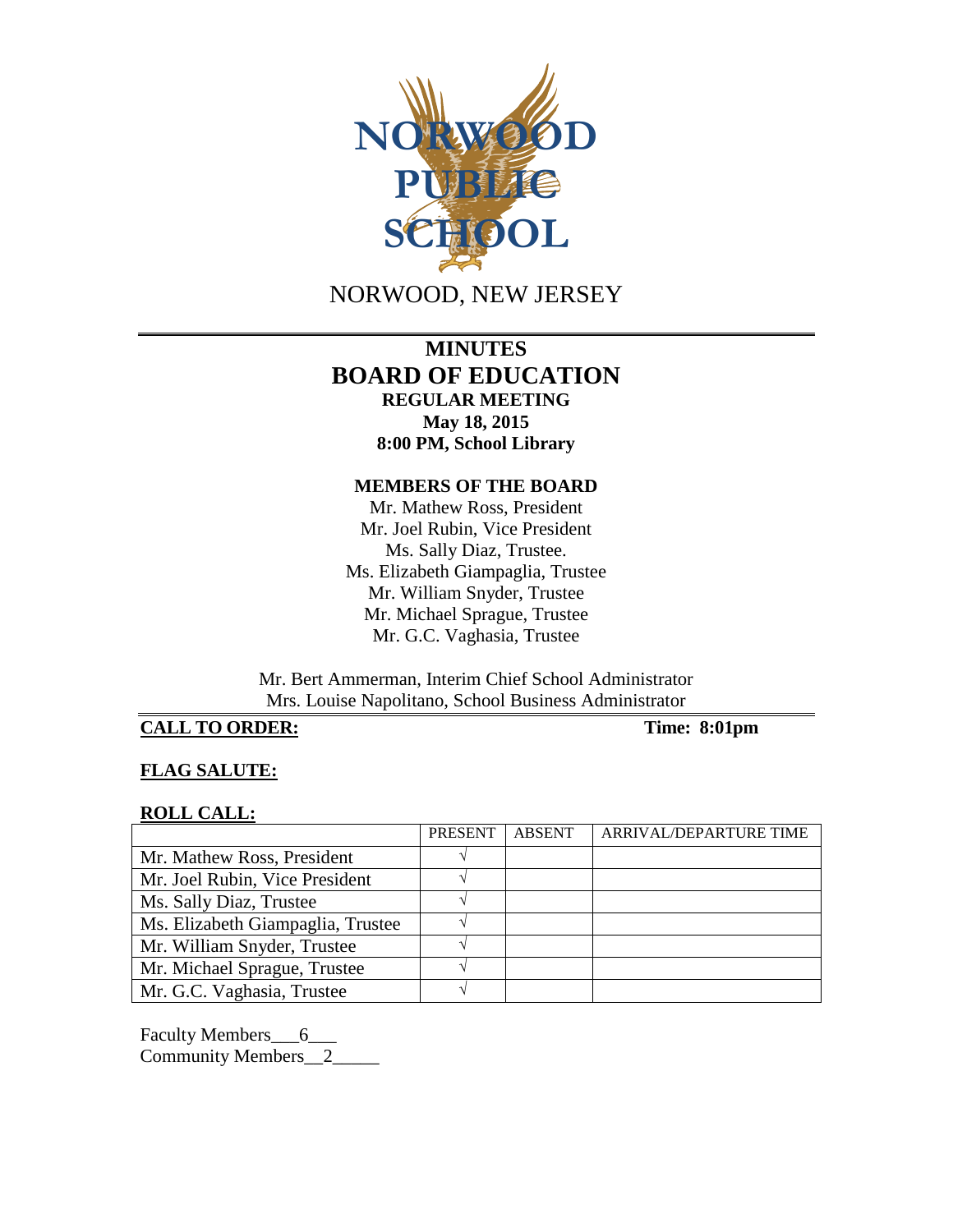NORWOOD PUBLIC SCHOOL

NORWOOD, NEW JERSEY

# MINUTES
# BOARD OF EDUCATION
## REGULAR MEETING
**May 18, 2015**
**8:00 PM, School Library**

### MEMBERS OF THE BOARD

Mr. Mathew Ross, President
Mr. Joel Rubin, Vice President
Ms. Sally Diaz, Trustee.
Ms. Elizabeth Giampaglia, Trustee
Mr. William Snyder, Trustee
Mr. Michael Sprague, Trustee
Mr. G.C. Vaghasia, Trustee

Mr. Bert Ammerman, Interim Chief School Administrator
Mrs. Louise Napolitano, School Business Administrator

**CALL TO ORDER:** **Time: 8:01pm**

**FLAG SALUTE:**

**ROLL CALL:**

| | PRESENT | ABSENT | ARRIVAL/DEPARTURE TIME |
|---|---|---|---|
| Mr. Mathew Ross, President | √ | | |
| Mr. Joel Rubin, Vice President | √ | | |
| Ms. Sally Diaz, Trustee | √ | | |
| Ms. Elizabeth Giampaglia, Trustee | √ | | |
| Mr. William Snyder, Trustee | √ | | |
| Mr. Michael Sprague, Trustee | √ | | |
| Mr. G.C. Vaghasia, Trustee | √ | | |

Faculty Members___6___
Community Members__2_____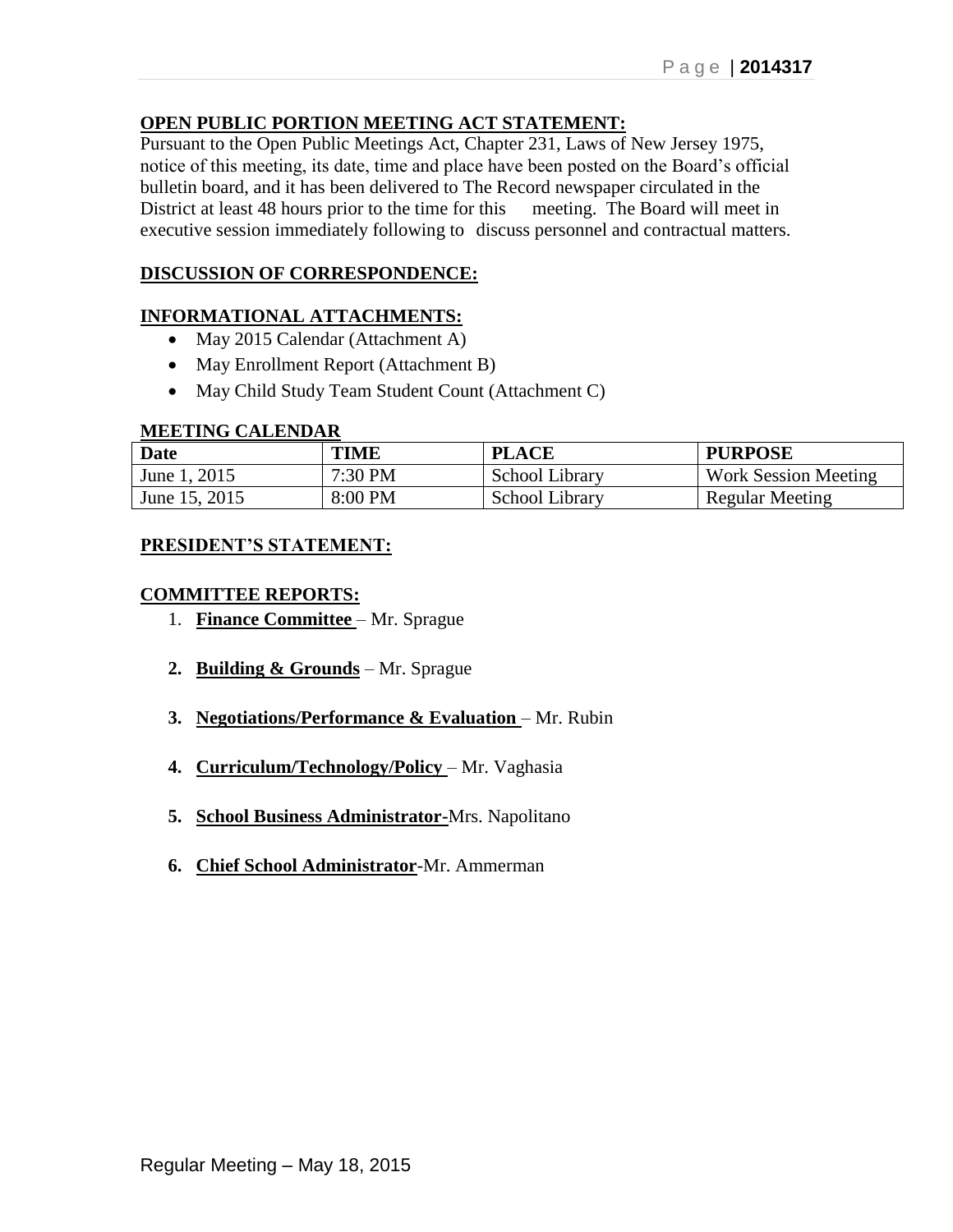**OPEN PUBLIC PORTION MEETING ACT STATEMENT:**

Pursuant to the Open Public Meetings Act, Chapter 231, Laws of New Jersey 1975, notice of this meeting, its date, time and place have been posted on the Board's official bulletin board, and it has been delivered to The Record newspaper circulated in the District at least 48 hours prior to the time for this meeting. The Board will meet in executive session immediately following to discuss personnel and contractual matters.

**DISCUSSION OF CORRESPONDENCE:**

**INFORMATIONAL ATTACHMENTS:**

- May 2015 Calendar (Attachment A)
- May Enrollment Report (Attachment B)
- May Child Study Team Student Count (Attachment C)

**MEETING CALENDAR**

| Date | TIME | PLACE | PURPOSE |
|---|---|---|---|
| June 1, 2015 | 7:30 PM | School Library | Work Session Meeting |
| June 15, 2015 | 8:00 PM | School Library | Regular Meeting |

**PRESIDENT'S STATEMENT:**

**COMMITTEE REPORTS:**

1. **Finance Committee** – Mr. Sprague
2. **Building & Grounds** – Mr. Sprague
3. **Negotiations/Performance & Evaluation** – Mr. Rubin
4. **Curriculum/Technology/Policy** – Mr. Vaghasia
5. **School Business Administrator**-Mrs. Napolitano
6. **Chief School Administrator**-Mr. Ammerman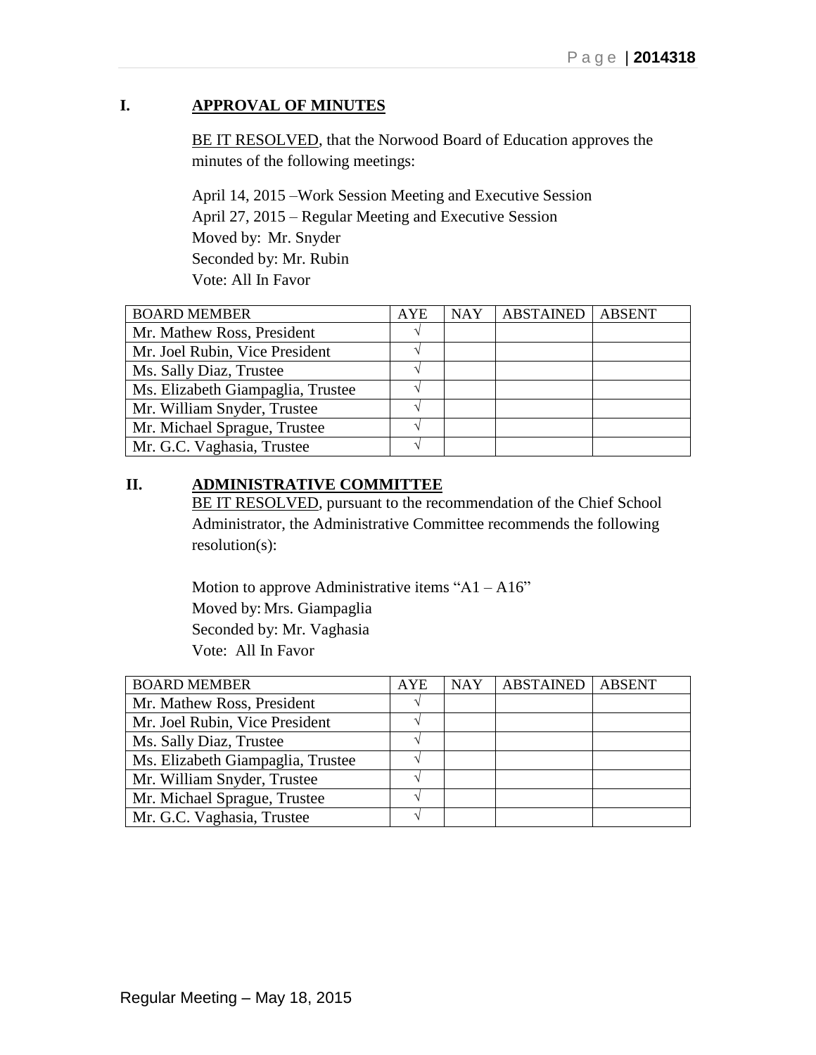## I. APPROVAL OF MINUTES

BE IT RESOLVED, that the Norwood Board of Education approves the minutes of the following meetings:

April 14, 2015 –Work Session Meeting and Executive Session
April 27, 2015 – Regular Meeting and Executive Session
Moved by: Mr. Snyder
Seconded by: Mr. Rubin
Vote: All In Favor

| BOARD MEMBER | AYE | NAY | ABSTAINED | ABSENT |
|---|---|---|---|---|
| Mr. Mathew Ross, President | √ | | | |
| Mr. Joel Rubin, Vice President | √ | | | |
| Ms. Sally Diaz, Trustee | √ | | | |
| Ms. Elizabeth Giampaglia, Trustee | √ | | | |
| Mr. William Snyder, Trustee | √ | | | |
| Mr. Michael Sprague, Trustee | √ | | | |
| Mr. G.C. Vaghasia, Trustee | √ | | | |

## II. ADMINISTRATIVE COMMITTEE

BE IT RESOLVED, pursuant to the recommendation of the Chief School Administrator, the Administrative Committee recommends the following resolution(s):

Motion to approve Administrative items "A1 – A16"
Moved by: Mrs. Giampaglia
Seconded by: Mr. Vaghasia
Vote: All In Favor

| BOARD MEMBER | AYE | NAY | ABSTAINED | ABSENT |
|---|---|---|---|---|
| Mr. Mathew Ross, President | √ | | | |
| Mr. Joel Rubin, Vice President | √ | | | |
| Ms. Sally Diaz, Trustee | √ | | | |
| Ms. Elizabeth Giampaglia, Trustee | √ | | | |
| Mr. William Snyder, Trustee | √ | | | |
| Mr. Michael Sprague, Trustee | √ | | | |
| Mr. G.C. Vaghasia, Trustee | √ | | | |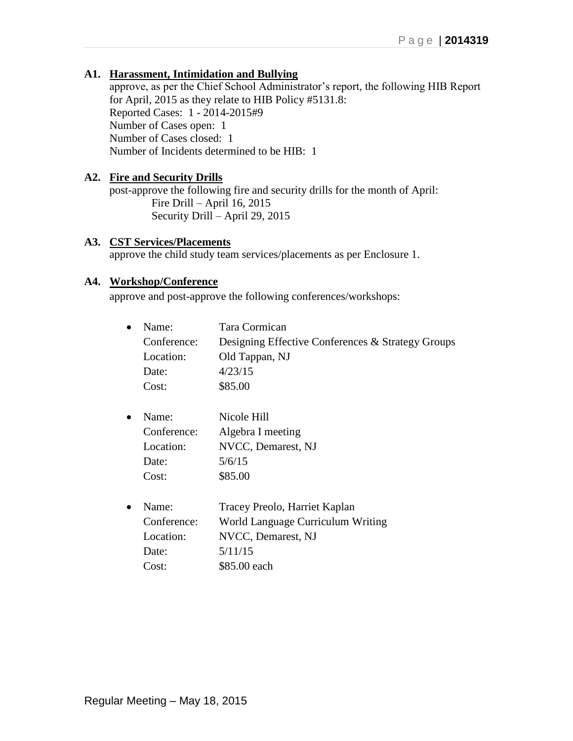**A1. Harassment, Intimidation and Bullying**

approve, as per the Chief School Administrator's report, the following HIB Report for April, 2015 as they relate to HIB Policy #5131.8:
Reported Cases: 1 - 2014-2015#9
Number of Cases open: 1
Number of Cases closed: 1
Number of Incidents determined to be HIB: 1

**A2. Fire and Security Drills**

post-approve the following fire and security drills for the month of April:

Fire Drill – April 16, 2015
Security Drill – April 29, 2015

**A3. CST Services/Placements**

approve the child study team services/placements as per Enclosure 1.

**A4. Workshop/Conference**

approve and post-approve the following conferences/workshops:

- Name: Tara Cormican
  Conference: Designing Effective Conferences & Strategy Groups
  Location: Old Tappan, NJ
  Date: 4/23/15
  Cost: $85.00

- Name: Nicole Hill
  Conference: Algebra I meeting
  Location: NVCC, Demarest, NJ
  Date: 5/6/15
  Cost: $85.00

- Name: Tracey Preolo, Harriet Kaplan
  Conference: World Language Curriculum Writing
  Location: NVCC, Demarest, NJ
  Date: 5/11/15
  Cost: $85.00 each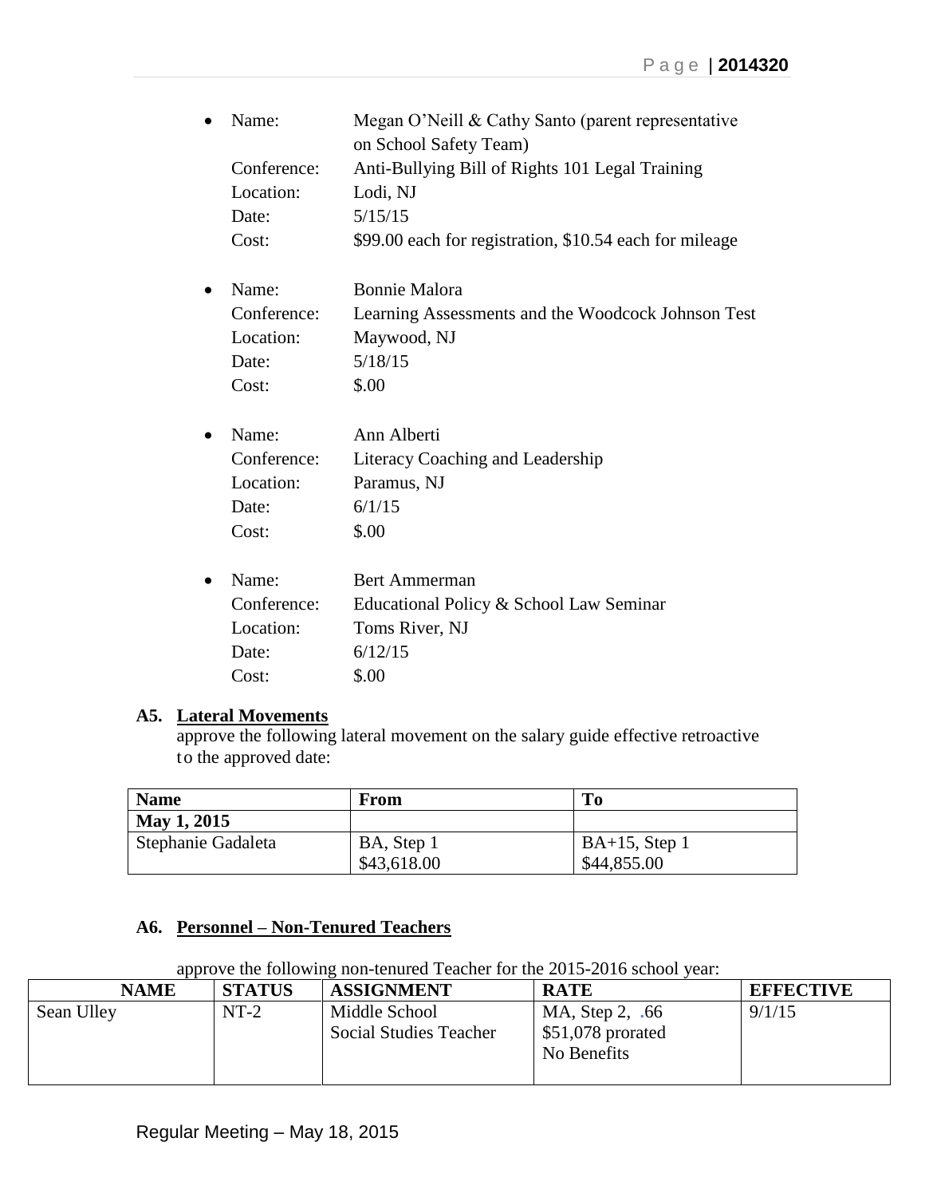- Name: Megan O'Neill & Cathy Santo (parent representative on School Safety Team)
  Conference: Anti-Bullying Bill of Rights 101 Legal Training
  Location: Lodi, NJ
  Date: 5/15/15
  Cost: $99.00 each for registration, $10.54 each for mileage

- Name: Bonnie Malora
  Conference: Learning Assessments and the Woodcock Johnson Test
  Location: Maywood, NJ
  Date: 5/18/15
  Cost: $.00

- Name: Ann Alberti
  Conference: Literacy Coaching and Leadership
  Location: Paramus, NJ
  Date: 6/1/15
  Cost: $.00

- Name: Bert Ammerman
  Conference: Educational Policy & School Law Seminar
  Location: Toms River, NJ
  Date: 6/12/15
  Cost: $.00

**A5. Lateral Movements**

approve the following lateral movement on the salary guide effective retroactive to the approved date:

| Name | From | To |
|---|---|---|
| **May 1, 2015** | | |
| Stephanie Gadaleta | BA, Step 1<br>$43,618.00 | BA+15, Step 1<br>$44,855.00 |

**A6. Personnel – Non-Tenured Teachers**

approve the following non-tenured Teacher for the 2015-2016 school year:

| NAME | STATUS | ASSIGNMENT | RATE | EFFECTIVE |
|---|---|---|---|---|
| Sean Ulley | NT-2 | Middle School<br>Social Studies Teacher | MA, Step 2, .66<br>$51,078 prorated<br>No Benefits | 9/1/15 |

Regular Meeting – May 18, 2015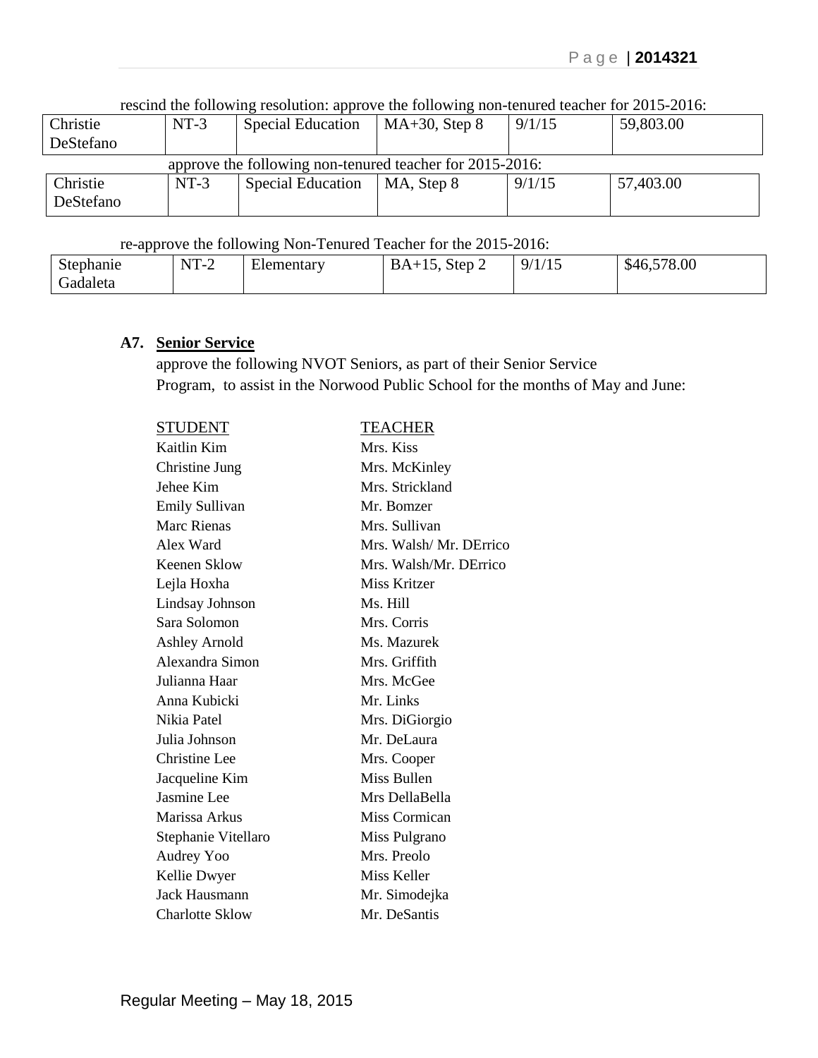rescind the following resolution: approve the following non-tenured teacher for 2015-2016:

| | | | | | |
|---|---|---|---|---|---|
| Christie DeStefano | NT-3 | Special Education | MA+30, Step 8 | 9/1/15 | 59,803.00 |

approve the following non-tenured teacher for 2015-2016:

| | | | | | |
|---|---|---|---|---|---|
| Christie DeStefano | NT-3 | Special Education | MA, Step 8 | 9/1/15 | 57,403.00 |

re-approve the following Non-Tenured Teacher for the 2015-2016:

| | | | | | |
|---|---|---|---|---|---|
| Stephanie Gadaleta | NT-2 | Elementary | BA+15, Step 2 | 9/1/15 | $46,578.00 |

**A7. Senior Service**

approve the following NVOT Seniors, as part of their Senior Service Program, to assist in the Norwood Public School for the months of May and June:

| STUDENT | TEACHER |
|---|---|
| Kaitlin Kim | Mrs. Kiss |
| Christine Jung | Mrs. McKinley |
| Jehee Kim | Mrs. Strickland |
| Emily Sullivan | Mr. Bomzer |
| Marc Rienas | Mrs. Sullivan |
| Alex Ward | Mrs. Walsh/ Mr. DErrico |
| Keenen Sklow | Mrs. Walsh/Mr. DErrico |
| Lejla Hoxha | Miss Kritzer |
| Lindsay Johnson | Ms. Hill |
| Sara Solomon | Mrs. Corris |
| Ashley Arnold | Ms. Mazurek |
| Alexandra Simon | Mrs. Griffith |
| Julianna Haar | Mrs. McGee |
| Anna Kubicki | Mr. Links |
| Nikia Patel | Mrs. DiGiorgio |
| Julia Johnson | Mr. DeLaura |
| Christine Lee | Mrs. Cooper |
| Jacqueline Kim | Miss Bullen |
| Jasmine Lee | Mrs DellaBella |
| Marissa Arkus | Miss Cormican |
| Stephanie Vitellaro | Miss Pulgrano |
| Audrey Yoo | Mrs. Preolo |
| Kellie Dwyer | Miss Keller |
| Jack Hausmann | Mr. Simodejka |
| Charlotte Sklow | Mr. DeSantis |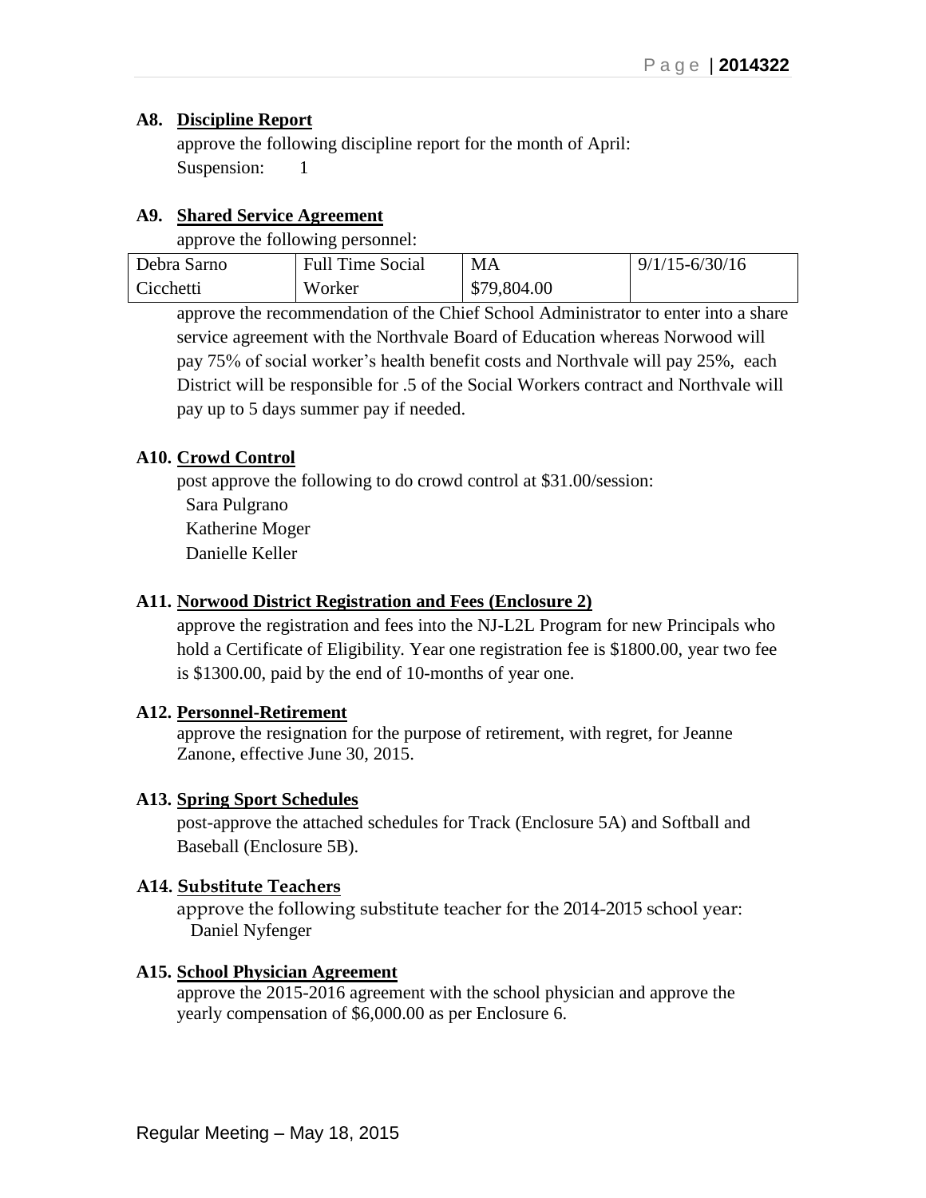**A8. Discipline Report**

approve the following discipline report for the month of April:

Suspension: 1

**A9. Shared Service Agreement**

approve the following personnel:

| Debra Sarno Cicchetti | Full Time Social Worker | MA $79,804.00 | 9/1/15-6/30/16 |
|---|---|---|---|

approve the recommendation of the Chief School Administrator to enter into a share service agreement with the Northvale Board of Education whereas Norwood will pay 75% of social worker's health benefit costs and Northvale will pay 25%, each District will be responsible for .5 of the Social Workers contract and Northvale will pay up to 5 days summer pay if needed.

**A10. Crowd Control**

post approve the following to do crowd control at $31.00/session:

Sara Pulgrano
Katherine Moger
Danielle Keller

**A11. Norwood District Registration and Fees (Enclosure 2)**

approve the registration and fees into the NJ-L2L Program for new Principals who hold a Certificate of Eligibility. Year one registration fee is $1800.00, year two fee is $1300.00, paid by the end of 10-months of year one.

**A12. Personnel-Retirement**

approve the resignation for the purpose of retirement, with regret, for Jeanne Zanone, effective June 30, 2015.

**A13. Spring Sport Schedules**

post-approve the attached schedules for Track (Enclosure 5A) and Softball and Baseball (Enclosure 5B).

**A14. Substitute Teachers**

approve the following substitute teacher for the 2014-2015 school year:

Daniel Nyfenger

**A15. School Physician Agreement**

approve the 2015-2016 agreement with the school physician and approve the yearly compensation of $6,000.00 as per Enclosure 6.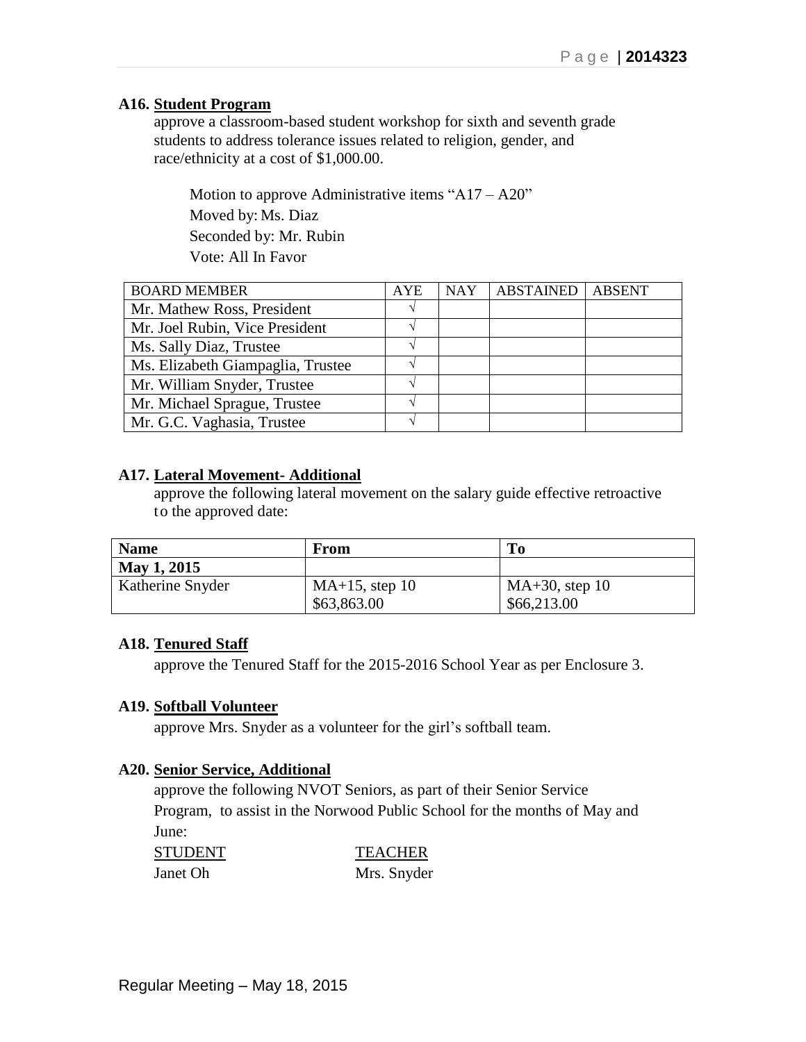**A16. Student Program**

approve a classroom-based student workshop for sixth and seventh grade students to address tolerance issues related to religion, gender, and race/ethnicity at a cost of $1,000.00.

Motion to approve Administrative items "A17 – A20"
Moved by: Ms. Diaz
Seconded by: Mr. Rubin
Vote: All In Favor

| BOARD MEMBER | AYE | NAY | ABSTAINED | ABSENT |
|---|---|---|---|---|
| Mr. Mathew Ross, President | √ | | | |
| Mr. Joel Rubin, Vice President | √ | | | |
| Ms. Sally Diaz, Trustee | √ | | | |
| Ms. Elizabeth Giampaglia, Trustee | √ | | | |
| Mr. William Snyder, Trustee | √ | | | |
| Mr. Michael Sprague, Trustee | √ | | | |
| Mr. G.C. Vaghasia, Trustee | √ | | | |

**A17. Lateral Movement- Additional**

approve the following lateral movement on the salary guide effective retroactive to the approved date:

| Name | From | To |
|---|---|---|
| **May 1, 2015** | | |
| Katherine Snyder | MA+15, step 10<br>$63,863.00 | MA+30, step 10<br>$66,213.00 |

**A18. Tenured Staff**

approve the Tenured Staff for the 2015-2016 School Year as per Enclosure 3.

**A19. Softball Volunteer**

approve Mrs. Snyder as a volunteer for the girl's softball team.

**A20. Senior Service, Additional**

approve the following NVOT Seniors, as part of their Senior Service Program, to assist in the Norwood Public School for the months of May and June:

| STUDENT | TEACHER |
|---|---|
| Janet Oh | Mrs. Snyder |

Regular Meeting – May 18, 2015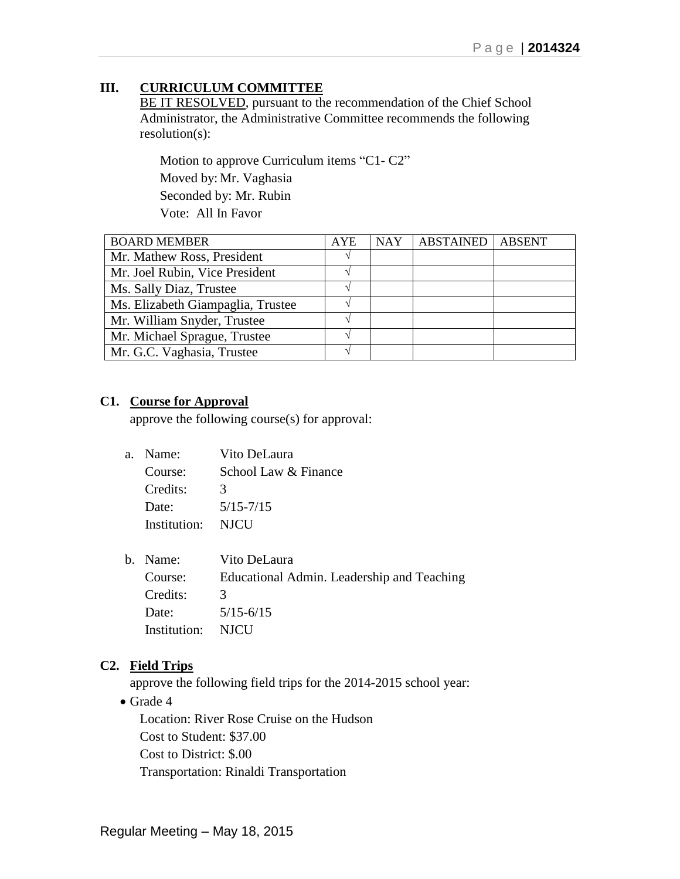## III. CURRICULUM COMMITTEE

BE IT RESOLVED, pursuant to the recommendation of the Chief School Administrator, the Administrative Committee recommends the following resolution(s):

Motion to approve Curriculum items "C1- C2"
Moved by: Mr. Vaghasia
Seconded by: Mr. Rubin
Vote: All In Favor

| BOARD MEMBER | AYE | NAY | ABSTAINED | ABSENT |
|---|---|---|---|---|
| Mr. Mathew Ross, President | √ | | | |
| Mr. Joel Rubin, Vice President | √ | | | |
| Ms. Sally Diaz, Trustee | √ | | | |
| Ms. Elizabeth Giampaglia, Trustee | √ | | | |
| Mr. William Snyder, Trustee | √ | | | |
| Mr. Michael Sprague, Trustee | √ | | | |
| Mr. G.C. Vaghasia, Trustee | √ | | | |

**C1. Course for Approval**

approve the following course(s) for approval:

a. Name: Vito DeLaura
   Course: School Law & Finance
   Credits: 3
   Date: 5/15-7/15
   Institution: NJCU

b. Name: Vito DeLaura
   Course: Educational Admin. Leadership and Teaching
   Credits: 3
   Date: 5/15-6/15
   Institution: NJCU

**C2. Field Trips**

approve the following field trips for the 2014-2015 school year:

- Grade 4
  Location: River Rose Cruise on the Hudson
  Cost to Student: $37.00
  Cost to District: $.00
  Transportation: Rinaldi Transportation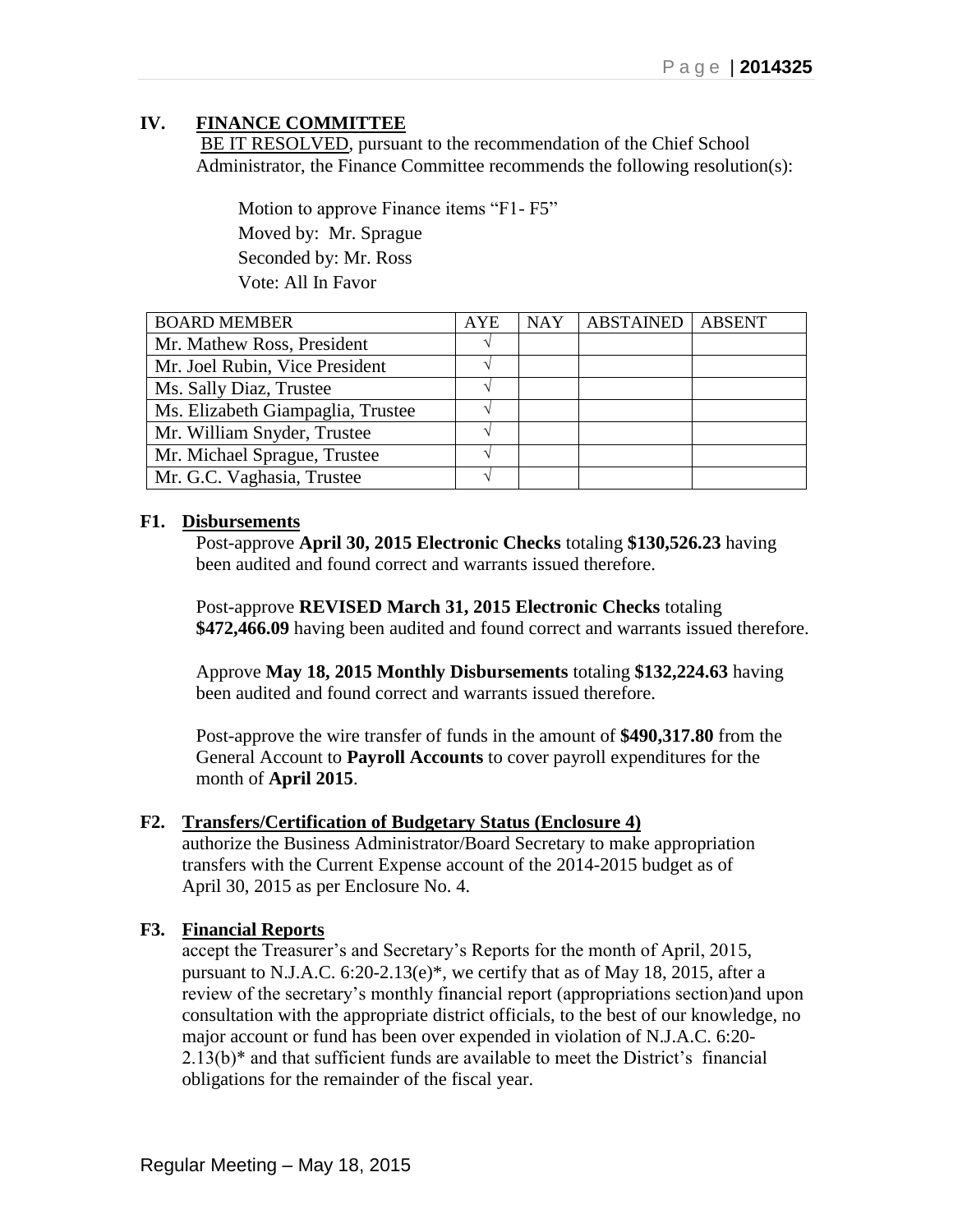## IV. FINANCE COMMITTEE

BE IT RESOLVED, pursuant to the recommendation of the Chief School Administrator, the Finance Committee recommends the following resolution(s):

Motion to approve Finance items "F1- F5"
Moved by: Mr. Sprague
Seconded by: Mr. Ross
Vote: All In Favor

| BOARD MEMBER | AYE | NAY | ABSTAINED | ABSENT |
|---|---|---|---|---|
| Mr. Mathew Ross, President | √ | | | |
| Mr. Joel Rubin, Vice President | √ | | | |
| Ms. Sally Diaz, Trustee | √ | | | |
| Ms. Elizabeth Giampaglia, Trustee | √ | | | |
| Mr. William Snyder, Trustee | √ | | | |
| Mr. Michael Sprague, Trustee | √ | | | |
| Mr. G.C. Vaghasia, Trustee | √ | | | |

### F1. Disbursements

Post-approve **April 30, 2015 Electronic Checks** totaling **$130,526.23** having been audited and found correct and warrants issued therefore.

Post-approve **REVISED March 31, 2015 Electronic Checks** totaling **$472,466.09** having been audited and found correct and warrants issued therefore.

Approve **May 18, 2015 Monthly Disbursements** totaling **$132,224.63** having been audited and found correct and warrants issued therefore.

Post-approve the wire transfer of funds in the amount of **$490,317.80** from the General Account to **Payroll Accounts** to cover payroll expenditures for the month of **April 2015**.

### F2. Transfers/Certification of Budgetary Status (Enclosure 4)

authorize the Business Administrator/Board Secretary to make appropriation transfers with the Current Expense account of the 2014-2015 budget as of April 30, 2015 as per Enclosure No. 4.

### F3. Financial Reports

accept the Treasurer's and Secretary's Reports for the month of April, 2015, pursuant to N.J.A.C. 6:20-2.13(e)*, we certify that as of May 18, 2015, after a review of the secretary's monthly financial report (appropriations section)and upon consultation with the appropriate district officials, to the best of our knowledge, no major account or fund has been over expended in violation of N.J.A.C. 6:20-2.13(b)* and that sufficient funds are available to meet the District's financial obligations for the remainder of the fiscal year.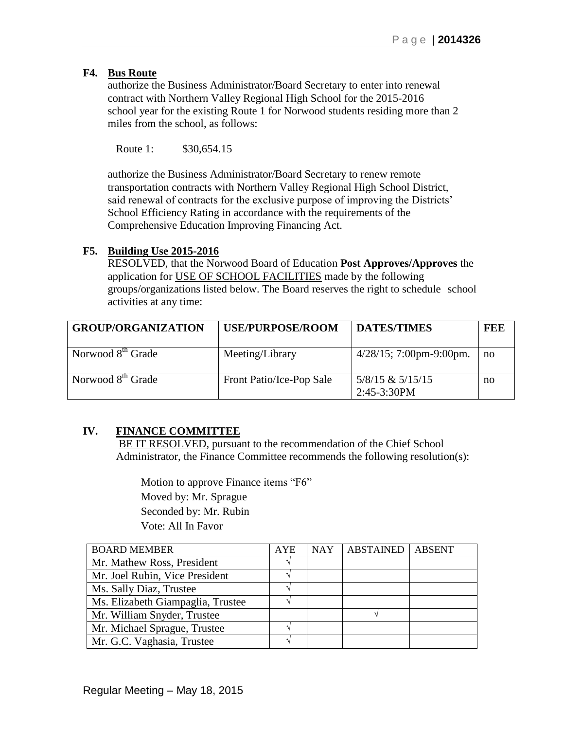### F4. Bus Route

authorize the Business Administrator/Board Secretary to enter into renewal contract with Northern Valley Regional High School for the 2015-2016 school year for the existing Route 1 for Norwood students residing more than 2 miles from the school, as follows:

Route 1: $30,654.15

authorize the Business Administrator/Board Secretary to renew remote transportation contracts with Northern Valley Regional High School District, said renewal of contracts for the exclusive purpose of improving the Districts' School Efficiency Rating in accordance with the requirements of the Comprehensive Education Improving Financing Act.

### F5. Building Use 2015-2016

RESOLVED, that the Norwood Board of Education **Post Approves/Approves** the application for USE OF SCHOOL FACILITIES made by the following groups/organizations listed below. The Board reserves the right to schedule school activities at any time:

| GROUP/ORGANIZATION | USE/PURPOSE/ROOM | DATES/TIMES | FEE |
|---|---|---|---|
| Norwood 8th Grade | Meeting/Library | 4/28/15; 7:00pm-9:00pm. | no |
| Norwood 8th Grade | Front Patio/Ice-Pop Sale | 5/8/15 & 5/15/15 2:45-3:30PM | no |

## IV. FINANCE COMMITTEE

BE IT RESOLVED, pursuant to the recommendation of the Chief School Administrator, the Finance Committee recommends the following resolution(s):

Motion to approve Finance items "F6"
Moved by: Mr. Sprague
Seconded by: Mr. Rubin
Vote: All In Favor

| BOARD MEMBER | AYE | NAY | ABSTAINED | ABSENT |
|---|---|---|---|---|
| Mr. Mathew Ross, President | √ | | | |
| Mr. Joel Rubin, Vice President | √ | | | |
| Ms. Sally Diaz, Trustee | √ | | | |
| Ms. Elizabeth Giampaglia, Trustee | √ | | | |
| Mr. William Snyder, Trustee | | | √ | |
| Mr. Michael Sprague, Trustee | √ | | | |
| Mr. G.C. Vaghasia, Trustee | √ | | | |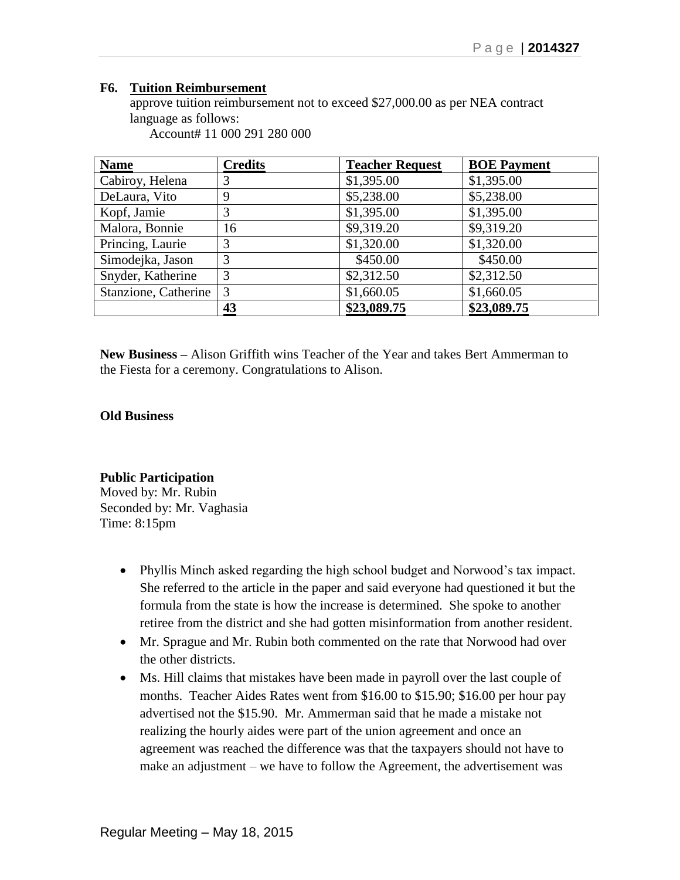**F6. Tuition Reimbursement**

approve tuition reimbursement not to exceed $27,000.00 as per NEA contract language as follows:

Account# 11 000 291 280 000

| Name | Credits | Teacher Request | BOE Payment |
|---|---|---|---|
| Cabiroy, Helena | 3 | $1,395.00 | $1,395.00 |
| DeLaura, Vito | 9 | $5,238.00 | $5,238.00 |
| Kopf, Jamie | 3 | $1,395.00 | $1,395.00 |
| Malora, Bonnie | 16 | $9,319.20 | $9,319.20 |
| Princing, Laurie | 3 | $1,320.00 | $1,320.00 |
| Simodejka, Jason | 3 | $450.00 | $450.00 |
| Snyder, Katherine | 3 | $2,312.50 | $2,312.50 |
| Stanzione, Catherine | 3 | $1,660.05 | $1,660.05 |
| | **43** | **$23,089.75** | **$23,089.75** |

**New Business –** Alison Griffith wins Teacher of the Year and takes Bert Ammerman to the Fiesta for a ceremony. Congratulations to Alison.

**Old Business**

**Public Participation**

Moved by: Mr. Rubin
Seconded by: Mr. Vaghasia
Time: 8:15pm

- Phyllis Minch asked regarding the high school budget and Norwood's tax impact. She referred to the article in the paper and said everyone had questioned it but the formula from the state is how the increase is determined. She spoke to another retiree from the district and she had gotten misinformation from another resident.
- Mr. Sprague and Mr. Rubin both commented on the rate that Norwood had over the other districts.
- Ms. Hill claims that mistakes have been made in payroll over the last couple of months. Teacher Aides Rates went from $16.00 to $15.90; $16.00 per hour pay advertised not the $15.90. Mr. Ammerman said that he made a mistake not realizing the hourly aides were part of the union agreement and once an agreement was reached the difference was that the taxpayers should not have to make an adjustment – we have to follow the Agreement, the advertisement was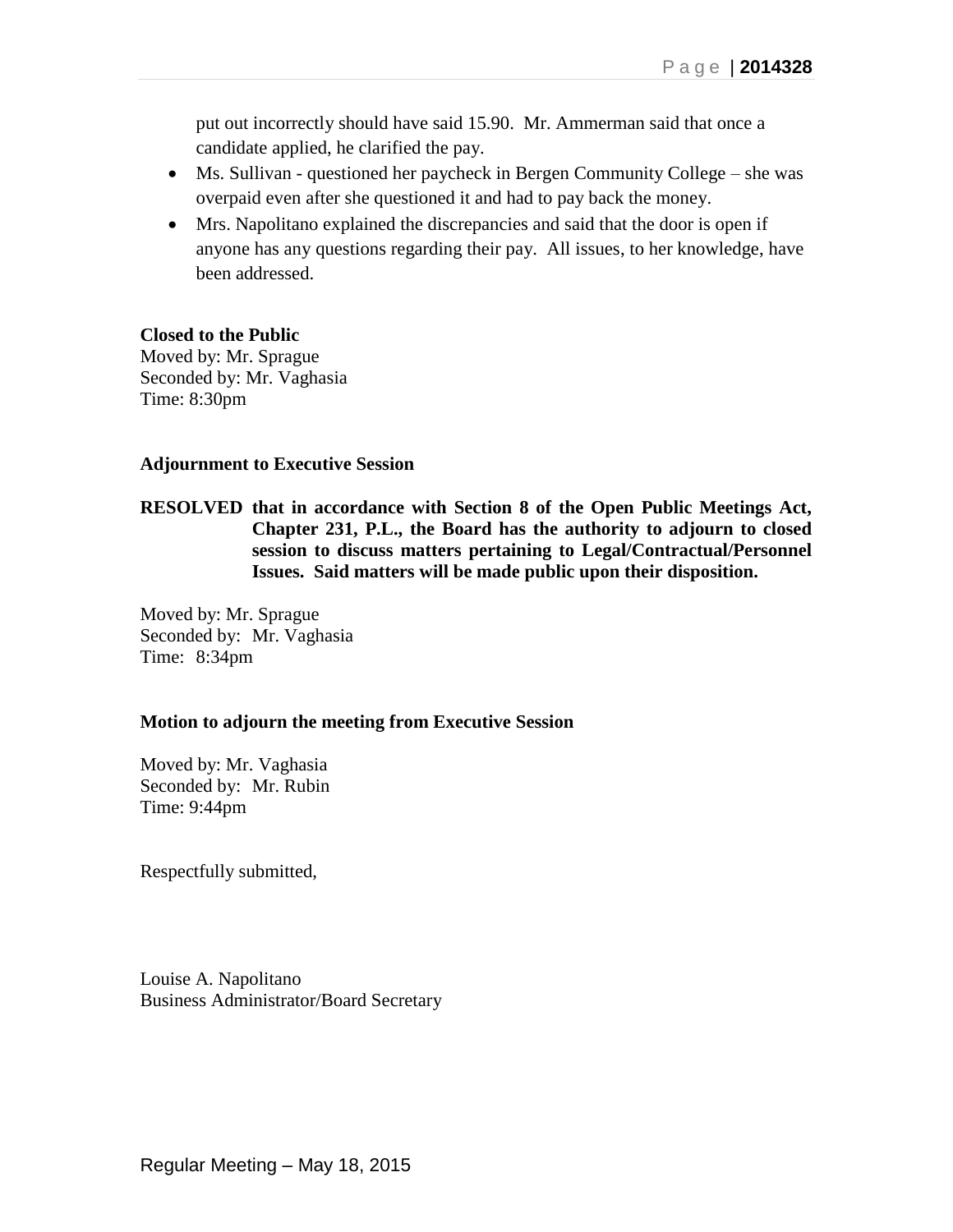put out incorrectly should have said 15.90. Mr. Ammerman said that once a candidate applied, he clarified the pay.

- Ms. Sullivan - questioned her paycheck in Bergen Community College – she was overpaid even after she questioned it and had to pay back the money.
- Mrs. Napolitano explained the discrepancies and said that the door is open if anyone has any questions regarding their pay. All issues, to her knowledge, have been addressed.

**Closed to the Public**
Moved by: Mr. Sprague
Seconded by: Mr. Vaghasia
Time: 8:30pm

**Adjournment to Executive Session**

**RESOLVED that in accordance with Section 8 of the Open Public Meetings Act, Chapter 231, P.L., the Board has the authority to adjourn to closed session to discuss matters pertaining to Legal/Contractual/Personnel Issues. Said matters will be made public upon their disposition.**

Moved by: Mr. Sprague
Seconded by: Mr. Vaghasia
Time: 8:34pm

**Motion to adjourn the meeting from Executive Session**

Moved by: Mr. Vaghasia
Seconded by: Mr. Rubin
Time: 9:44pm

Respectfully submitted,

Louise A. Napolitano
Business Administrator/Board Secretary